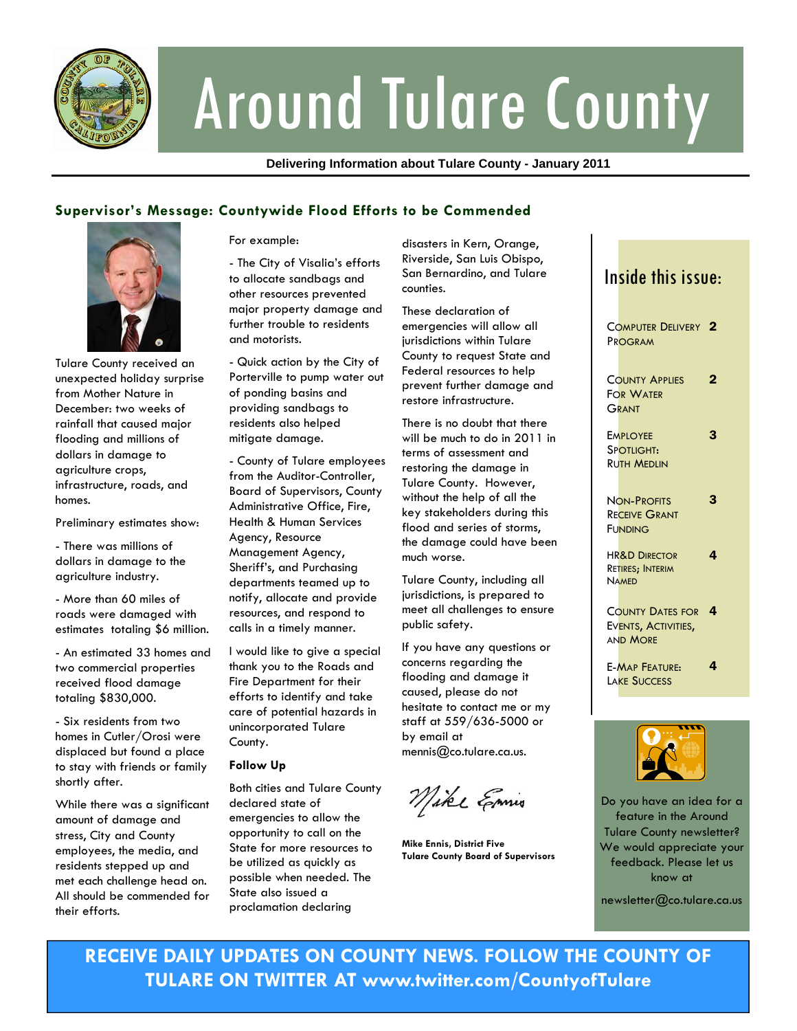# Around Tulare County

**Delivering Information about Tulare County - January 2011**

## Supervisor's Message: Countywide Flood Efforts to be Commended

Tulare County received an unexpected holiday surprise from Mother Nature in December: two weeks of rainfall that caused major flooding and millions of dollars in damage to agriculture crops, infrastructure, roads, and homes.

Preliminary estimates show:

- There was millions of dollars in damage to the agriculture industry.

- More than 60 miles of roads were damaged with estimates totaling $6 million.

- An estimated 33 homes and two commercial properties received flood damage totaling $830,000.

- Six residents from two homes in Cutler/Orosi were displaced but found a place to stay with friends or family shortly after.

While there was a significant amount of damage and stress, City and County employees, the media, and residents stepped up and met each challenge head on. All should be commended for their efforts.

For example:

- The City of Visalia's efforts to allocate sandbags and other resources prevented major property damage and further trouble to residents and motorists.

- Quick action by the City of Porterville to pump water out of ponding basins and providing sandbags to residents also helped mitigate damage.

- County of Tulare employees from the Auditor-Controller, Board of Supervisors, County Administrative Office, Fire, Health & Human Services Agency, Resource Management Agency, Sheriff's, and Purchasing departments teamed up to notify, allocate and provide resources, and respond to calls in a timely manner.

I would like to give a special thank you to the Roads and Fire Department for their efforts to identify and take care of potential hazards in unincorporated Tulare County.

**Follow Up**

Both cities and Tulare County declared state of emergencies to allow the opportunity to call on the State for more resources to be utilized as quickly as possible when needed. The State also issued a proclamation declaring disasters in Kern, Orange, Riverside, San Luis Obispo, San Bernardino, and Tulare counties.

These declaration of emergencies will allow all jurisdictions within Tulare County to request State and Federal resources to help prevent further damage and restore infrastructure.

There is no doubt that there will be much to do in 2011 in terms of assessment and restoring the damage in Tulare County. However, without the help of all the key stakeholders during this flood and series of storms, the damage could have been much worse.

Tulare County, including all jurisdictions, is prepared to meet all challenges to ensure public safety.

If you have any questions or concerns regarding the flooding and damage it caused, please do not hesitate to contact me or my staff at 559/636-5000 or by email at mennis@co.tulare.ca.us.

*Mike Ennis*

**Mike Ennis, District Five**
**Tulare County Board of Supervisors**

## Inside this issue:

| | |
|---|---|
| Computer Delivery Program | 2 |
| County Applies For Water Grant | 2 |
| Employee Spotlight: Ruth Medlin | 3 |
| Non-Profits Receive Grant Funding | 3 |
| HR&D Director Retires; Interim Named | 4 |
| County Dates for Events, Activities, and More | 4 |
| E-Map Feature: Lake Success | 4 |

Do you have an idea for a feature in the Around Tulare County newsletter? We would appreciate your feedback. Please let us know at

newsletter@co.tulare.ca.us

**RECEIVE DAILY UPDATES ON COUNTY NEWS. FOLLOW THE COUNTY OF TULARE ON TWITTER AT www.twitter.com/CountyofTulare**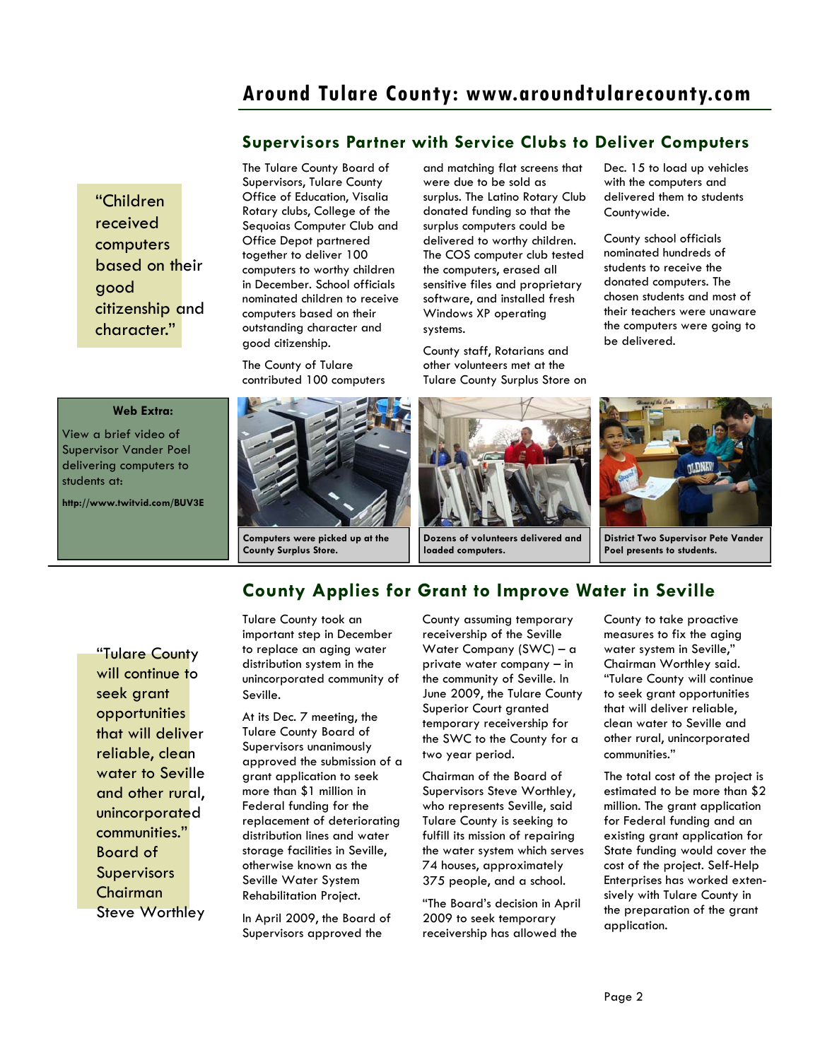## Supervisors Partner with Service Clubs to Deliver Computers

> "Children received computers based on their good citizenship and character."

The Tulare County Board of Supervisors, Tulare County Office of Education, Visalia Rotary clubs, College of the Sequoias Computer Club and Office Depot partnered together to deliver 100 computers to worthy children in December. School officials nominated children to receive computers based on their outstanding character and good citizenship.

The County of Tulare contributed 100 computers and matching flat screens that were due to be sold as surplus. The Latino Rotary Club donated funding so that the surplus computers could be delivered to worthy children. The COS computer club tested the computers, erased all sensitive files and proprietary software, and installed fresh Windows XP operating systems.

County staff, Rotarians and other volunteers met at the Tulare County Surplus Store on Dec. 15 to load up vehicles with the computers and delivered them to students Countywide.

County school officials nominated hundreds of students to receive the donated computers. The chosen students and most of their teachers were unaware the computers were going to be delivered.

**Web Extra:**

View a brief video of Supervisor Vander Poel delivering computers to students at:

**http://www.twitvid.com/BUV3E**

**Computers were picked up at the County Surplus Store.**

**Dozens of volunteers delivered and loaded computers.**

**District Two Supervisor Pete Vander Poel presents to students.**

## County Applies for Grant to Improve Water in Seville

> "Tulare County will continue to seek grant opportunities that will deliver reliable, clean water to Seville and other rural, unincorporated communities." Board of Supervisors Chairman Steve Worthley

Tulare County took an important step in December to replace an aging water distribution system in the unincorporated community of Seville.

At its Dec. 7 meeting, the Tulare County Board of Supervisors unanimously approved the submission of a grant application to seek more than $1 million in Federal funding for the replacement of deteriorating distribution lines and water storage facilities in Seville, otherwise known as the Seville Water System Rehabilitation Project.

In April 2009, the Board of Supervisors approved the County assuming temporary receivership of the Seville Water Company (SWC) – a private water company – in the community of Seville. In June 2009, the Tulare County Superior Court granted temporary receivership for the SWC to the County for a two year period.

Chairman of the Board of Supervisors Steve Worthley, who represents Seville, said Tulare County is seeking to fulfill its mission of repairing the water system which serves 74 houses, approximately 375 people, and a school.

"The Board's decision in April 2009 to seek temporary receivership has allowed the County to take proactive measures to fix the aging water system in Seville," Chairman Worthley said. "Tulare County will continue to seek grant opportunities that will deliver reliable, clean water to Seville and other rural, unincorporated communities."

The total cost of the project is estimated to be more than $2 million. The grant application for Federal funding and an existing grant application for State funding would cover the cost of the project. Self-Help Enterprises has worked extensively with Tulare County in the preparation of the grant application.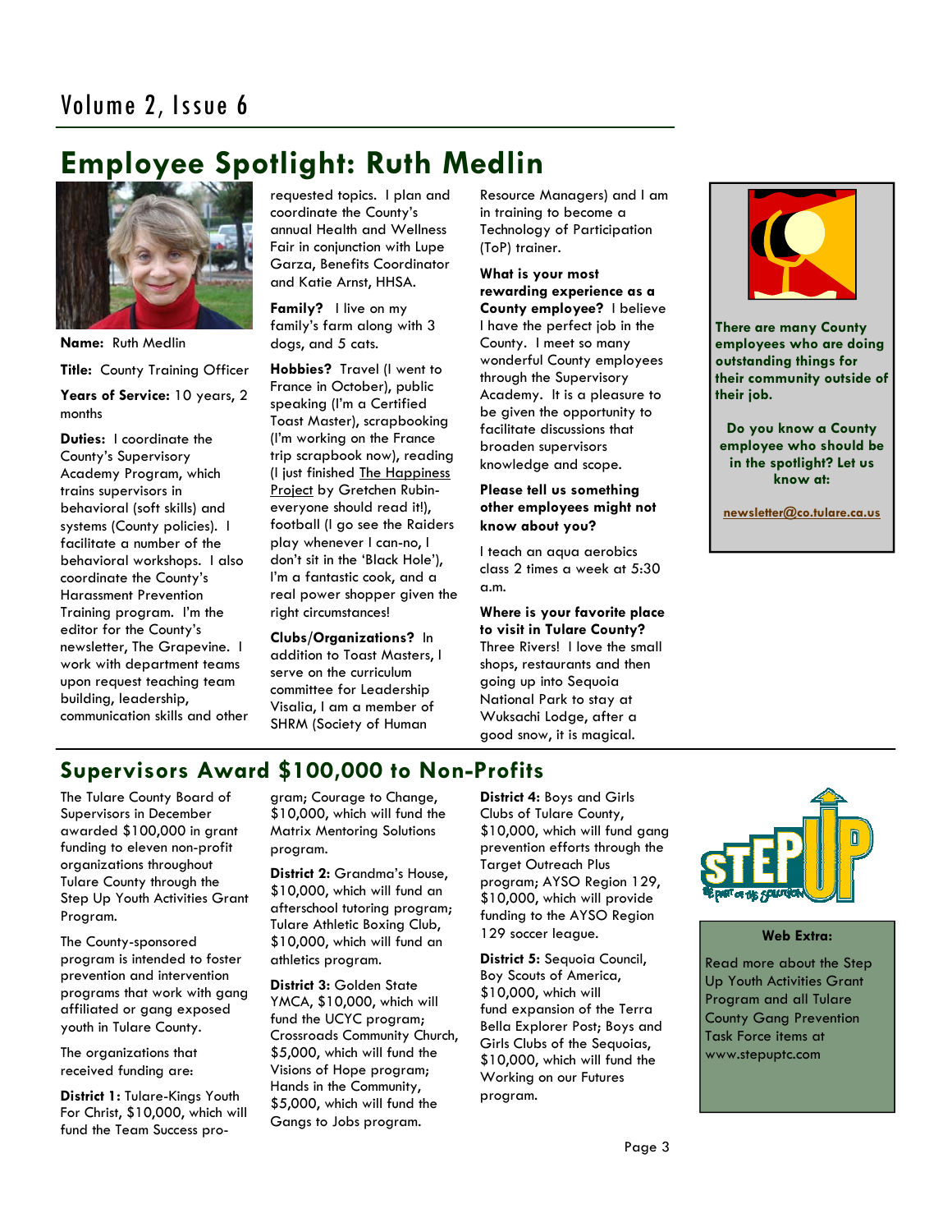# Employee Spotlight: Ruth Medlin

**Name:** Ruth Medlin

**Title:** County Training Officer

**Years of Service:** 10 years, 2 months

**Duties:** I coordinate the County's Supervisory Academy Program, which trains supervisors in behavioral (soft skills) and systems (County policies). I facilitate a number of the behavioral workshops. I also coordinate the County's Harassment Prevention Training program. I'm the editor for the County's newsletter, The Grapevine. I work with department teams upon request teaching team building, leadership, communication skills and other requested topics. I plan and coordinate the County's annual Health and Wellness Fair in conjunction with Lupe Garza, Benefits Coordinator and Katie Arnst, HHSA.

**Family?** I live on my family's farm along with 3 dogs, and 5 cats.

**Hobbies?** Travel (I went to France in October), public speaking (I'm a Certified Toast Master), scrapbooking (I'm working on the France trip scrapbook now), reading (I just finished The Happiness Project by Gretchen Rubin- everyone should read it!), football (I go see the Raiders play whenever I can-no, I don't sit in the 'Black Hole'), I'm a fantastic cook, and a real power shopper given the right circumstances!

**Clubs/Organizations?** In addition to Toast Masters, I serve on the curriculum committee for Leadership Visalia, I am a member of SHRM (Society of Human Resource Managers) and I am in training to become a Technology of Participation (ToP) trainer.

**What is your most rewarding experience as a County employee?** I believe I have the perfect job in the County. I meet so many wonderful County employees through the Supervisory Academy. It is a pleasure to be given the opportunity to facilitate discussions that broaden supervisors knowledge and scope.

**Please tell us something other employees might not know about you?**

I teach an aqua aerobics class 2 times a week at 5:30 a.m.

**Where is your favorite place to visit in Tulare County?** Three Rivers! I love the small shops, restaurants and then going up into Sequoia National Park to stay at Wuksachi Lodge, after a good snow, it is magical.

**There are many County employees who are doing outstanding things for their community outside of their job.**

**Do you know a County employee who should be in the spotlight? Let us know at:**

**newsletter@co.tulare.ca.us**

# Supervisors Award $100,000 to Non-Profits

The Tulare County Board of Supervisors in December awarded $100,000 in grant funding to eleven non-profit organizations throughout Tulare County through the Step Up Youth Activities Grant Program.

The County-sponsored program is intended to foster prevention and intervention programs that work with gang affiliated or gang exposed youth in Tulare County.

The organizations that received funding are:

**District 1:** Tulare-Kings Youth For Christ, $10,000, which will fund the Team Success program; Courage to Change, $10,000, which will fund the Matrix Mentoring Solutions program.

**District 2:** Grandma's House, $10,000, which will fund an afterschool tutoring program; Tulare Athletic Boxing Club, $10,000, which will fund an athletics program.

**District 3:** Golden State YMCA, $10,000, which will fund the UCYC program; Crossroads Community Church, $5,000, which will fund the Visions of Hope program; Hands in the Community, $5,000, which will fund the Gangs to Jobs program.

**District 4:** Boys and Girls Clubs of Tulare County, $10,000, which will fund gang prevention efforts through the Target Outreach Plus program; AYSO Region 129, $10,000, which will provide funding to the AYSO Region 129 soccer league.

**District 5:** Sequoia Council, Boy Scouts of America, $10,000, which will fund expansion of the Terra Bella Explorer Post; Boys and Girls Clubs of the Sequoias, $10,000, which will fund the Working on our Futures program.

**Web Extra:**

Read more about the Step Up Youth Activities Grant Program and all Tulare County Gang Prevention Task Force items at www.stepuptc.com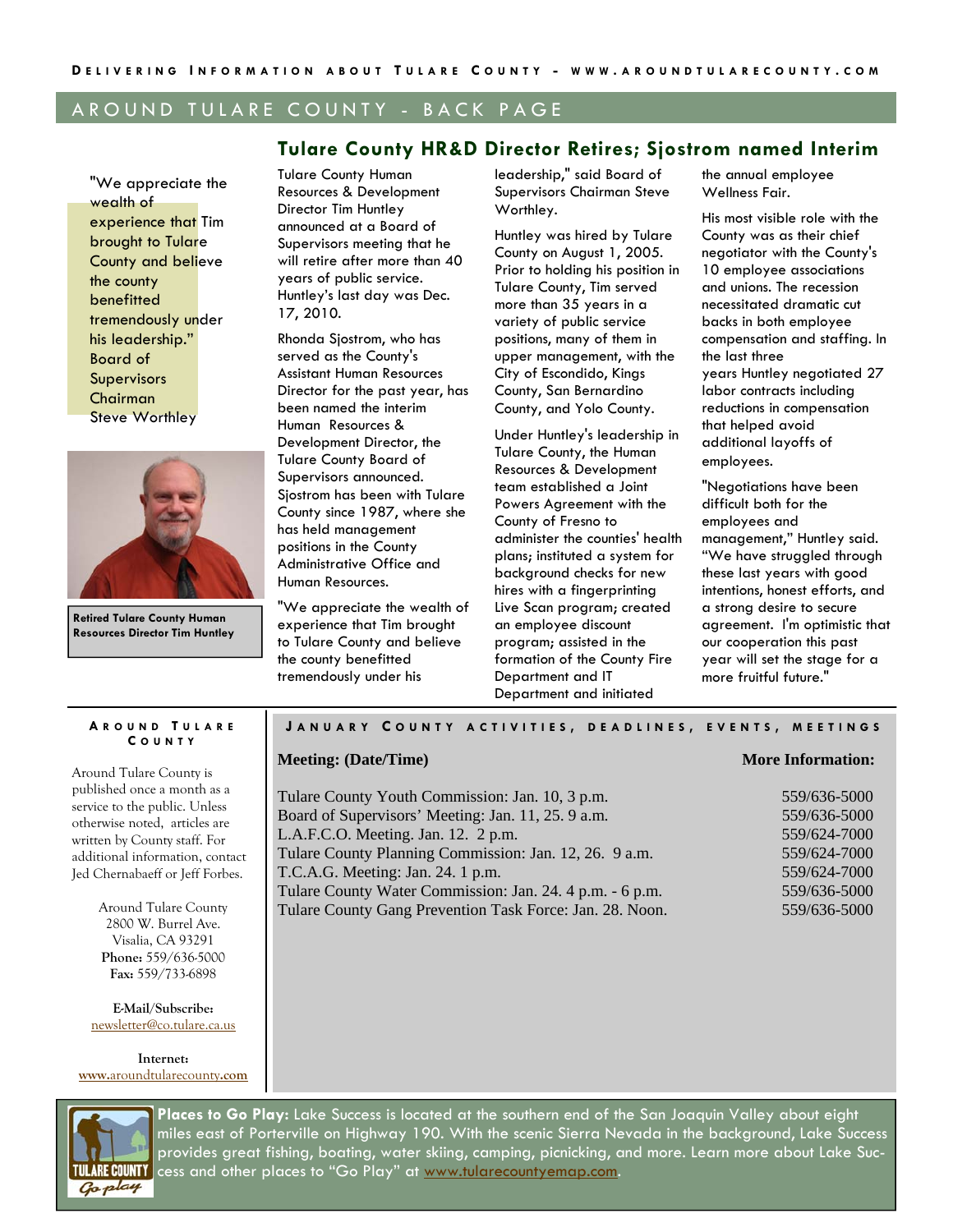## AROUND TULARE COUNTY - BACK PAGE

### Tulare County HR&D Director Retires; Sjostrom named Interim

"We appreciate the wealth of experience that Tim brought to Tulare County and believe the county benefitted tremendously under his leadership." Board of Supervisors Chairman Steve Worthley

Retired Tulare County Human Resources Director Tim Huntley

Tulare County Human Resources & Development Director Tim Huntley announced at a Board of Supervisors meeting that he will retire after more than 40 years of public service. Huntley's last day was Dec. 17, 2010.

Rhonda Sjostrom, who has served as the County's Assistant Human Resources Director for the past year, has been named the interim Human Resources & Development Director, the Tulare County Board of Supervisors announced. Sjostrom has been with Tulare County since 1987, where she has held management positions in the County Administrative Office and Human Resources.

"We appreciate the wealth of experience that Tim brought to Tulare County and believe the county benefitted tremendously under his leadership," said Board of Supervisors Chairman Steve Worthley.

Huntley was hired by Tulare County on August 1, 2005. Prior to holding his position in Tulare County, Tim served more than 35 years in a variety of public service positions, many of them in upper management, with the City of Escondido, Kings County, San Bernardino County, and Yolo County.

Under Huntley's leadership in Tulare County, the Human Resources & Development team established a Joint Powers Agreement with the County of Fresno to administer the counties' health plans; instituted a system for background checks for new hires with a fingerprinting Live Scan program; created an employee discount program; assisted in the formation of the County Fire Department and IT Department and initiated the annual employee Wellness Fair.

His most visible role with the County was as their chief negotiator with the County's 10 employee associations and unions. The recession necessitated dramatic cut backs in both employee compensation and staffing. In the last three years Huntley negotiated 27 labor contracts including reductions in compensation that helped avoid additional layoffs of employees.

"Negotiations have been difficult both for the employees and management," Huntley said. "We have struggled through these last years with good intentions, honest efforts, and a strong desire to secure agreement. I'm optimistic that our cooperation this past year will set the stage for a more fruitful future."

---

**AROUND TULARE COUNTY**

Around Tulare County is published once a month as a service to the public. Unless otherwise noted, articles are written by County staff. For additional information, contact Jed Chernabaeff or Jeff Forbes.

Around Tulare County
2800 W. Burrel Ave.
Visalia, CA 93291
**Phone:** 559/636-5000
**Fax:** 559/733-6898

**E-Mail/Subscribe:**
newsletter@co.tulare.ca.us

**Internet:**
www.aroundtularecounty.com

---

**JANUARY COUNTY ACTIVITIES, DEADLINES, EVENTS, MEETINGS**

| Meeting: (Date/Time) | More Information: |
|---|---|
| Tulare County Youth Commission: Jan. 10, 3 p.m. | 559/636-5000 |
| Board of Supervisors' Meeting: Jan. 11, 25. 9 a.m. | 559/636-5000 |
| L.A.F.C.O. Meeting. Jan. 12. 2 p.m. | 559/624-7000 |
| Tulare County Planning Commission: Jan. 12, 26. 9 a.m. | 559/624-7000 |
| T.C.A.G. Meeting: Jan. 24. 1 p.m. | 559/624-7000 |
| Tulare County Water Commission: Jan. 24. 4 p.m. - 6 p.m. | 559/636-5000 |
| Tulare County Gang Prevention Task Force: Jan. 28. Noon. | 559/636-5000 |

---

TULARE COUNTY Go play

**Places to Go Play:** Lake Success is located at the southern end of the San Joaquin Valley about eight miles east of Porterville on Highway 190. With the scenic Sierra Nevada in the background, Lake Success provides great fishing, boating, water skiing, camping, picnicking, and more. Learn more about Lake Success and other places to "Go Play" at www.tularecountyemap.com.